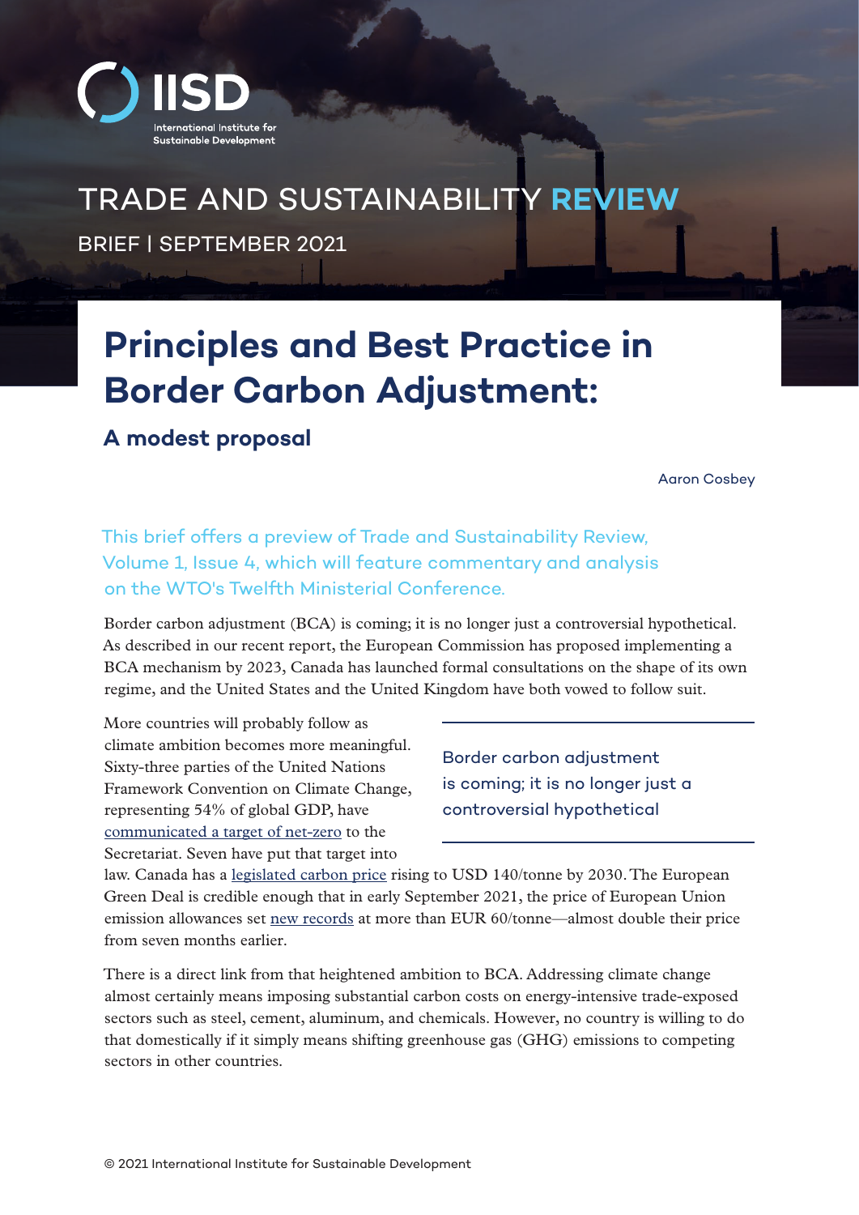IISD

International Institute for Sustainable Development

TRADE AND SUSTAINABILITY REVIEW

BRIEF | SEPTEMBER 2021

# Principles and Best Practice in Border Carbon Adjustment:

## A modest proposal

Aaron Cosbey

This brief offers a preview of Trade and Sustainability Review, Volume 1, Issue 4, which will feature commentary and analysis on the WTO's Twelfth Ministerial Conference.

Border carbon adjustment (BCA) is coming; it is no longer just a controversial hypothetical. As described in our recent report, the European Commission has proposed implementing a BCA mechanism by 2023, Canada has launched formal consultations on the shape of its own regime, and the United States and the United Kingdom have both vowed to follow suit.

> Border carbon adjustment is coming; it is no longer just a controversial hypothetical

More countries will probably follow as climate ambition becomes more meaningful. Sixty-three parties of the United Nations Framework Convention on Climate Change, representing 54% of global GDP, have communicated a target of net-zero to the Secretariat. Seven have put that target into law. Canada has a legislated carbon price rising to USD 140/tonne by 2030. The European Green Deal is credible enough that in early September 2021, the price of European Union emission allowances set new records at more than EUR 60/tonne—almost double their price from seven months earlier.

There is a direct link from that heightened ambition to BCA. Addressing climate change almost certainly means imposing substantial carbon costs on energy-intensive trade-exposed sectors such as steel, cement, aluminum, and chemicals. However, no country is willing to do that domestically if it simply means shifting greenhouse gas (GHG) emissions to competing sectors in other countries.

© 2021 International Institute for Sustainable Development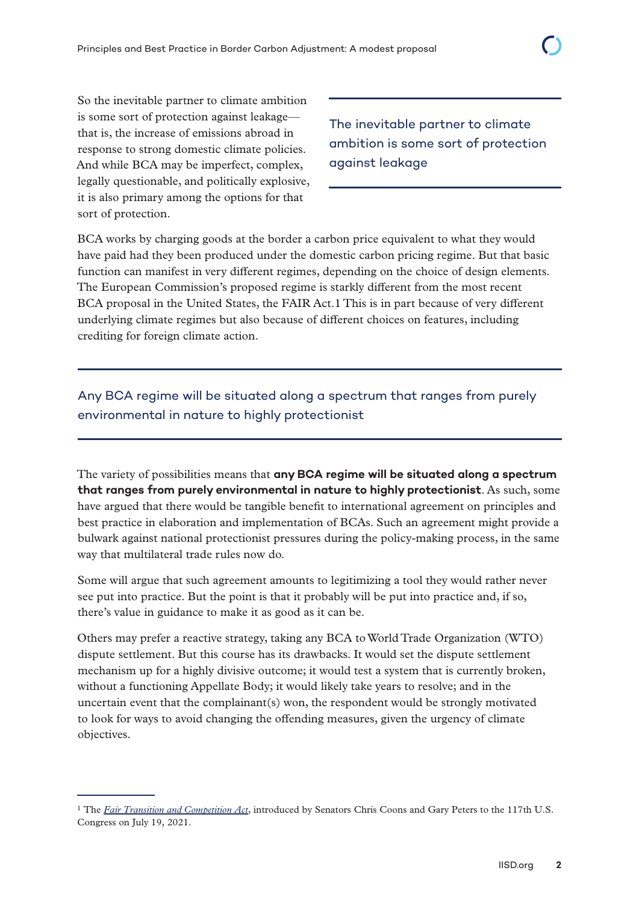So the inevitable partner to climate ambition is some sort of protection against leakage—that is, the increase of emissions abroad in response to strong domestic climate policies. And while BCA may be imperfect, complex, legally questionable, and politically explosive, it is also primary among the options for that sort of protection.

> The inevitable partner to climate ambition is some sort of protection against leakage

BCA works by charging goods at the border a carbon price equivalent to what they would have paid had they been produced under the domestic carbon pricing regime. But that basic function can manifest in very different regimes, depending on the choice of design elements. The European Commission's proposed regime is starkly different from the most recent BCA proposal in the United States, the FAIR Act.[1] This is in part because of very different underlying climate regimes but also because of different choices on features, including crediting for foreign climate action.

> Any BCA regime will be situated along a spectrum that ranges from purely environmental in nature to highly protectionist

The variety of possibilities means that **any BCA regime will be situated along a spectrum that ranges from purely environmental in nature to highly protectionist**. As such, some have argued that there would be tangible benefit to international agreement on principles and best practice in elaboration and implementation of BCAs. Such an agreement might provide a bulwark against national protectionist pressures during the policy-making process, in the same way that multilateral trade rules now do.

Some will argue that such agreement amounts to legitimizing a tool they would rather never see put into practice. But the point is that it probably will be put into practice and, if so, there's value in guidance to make it as good as it can be.

Others may prefer a reactive strategy, taking any BCA to World Trade Organization (WTO) dispute settlement. But this course has its drawbacks. It would set the dispute settlement mechanism up for a highly divisive outcome; it would test a system that is currently broken, without a functioning Appellate Body; it would likely take years to resolve; and in the uncertain event that the complainant(s) won, the respondent would be strongly motivated to look for ways to avoid changing the offending measures, given the urgency of climate objectives.

---

[1] The *Fair Transition and Competition Act*, introduced by Senators Chris Coons and Gary Peters to the 117th U.S. Congress on July 19, 2021.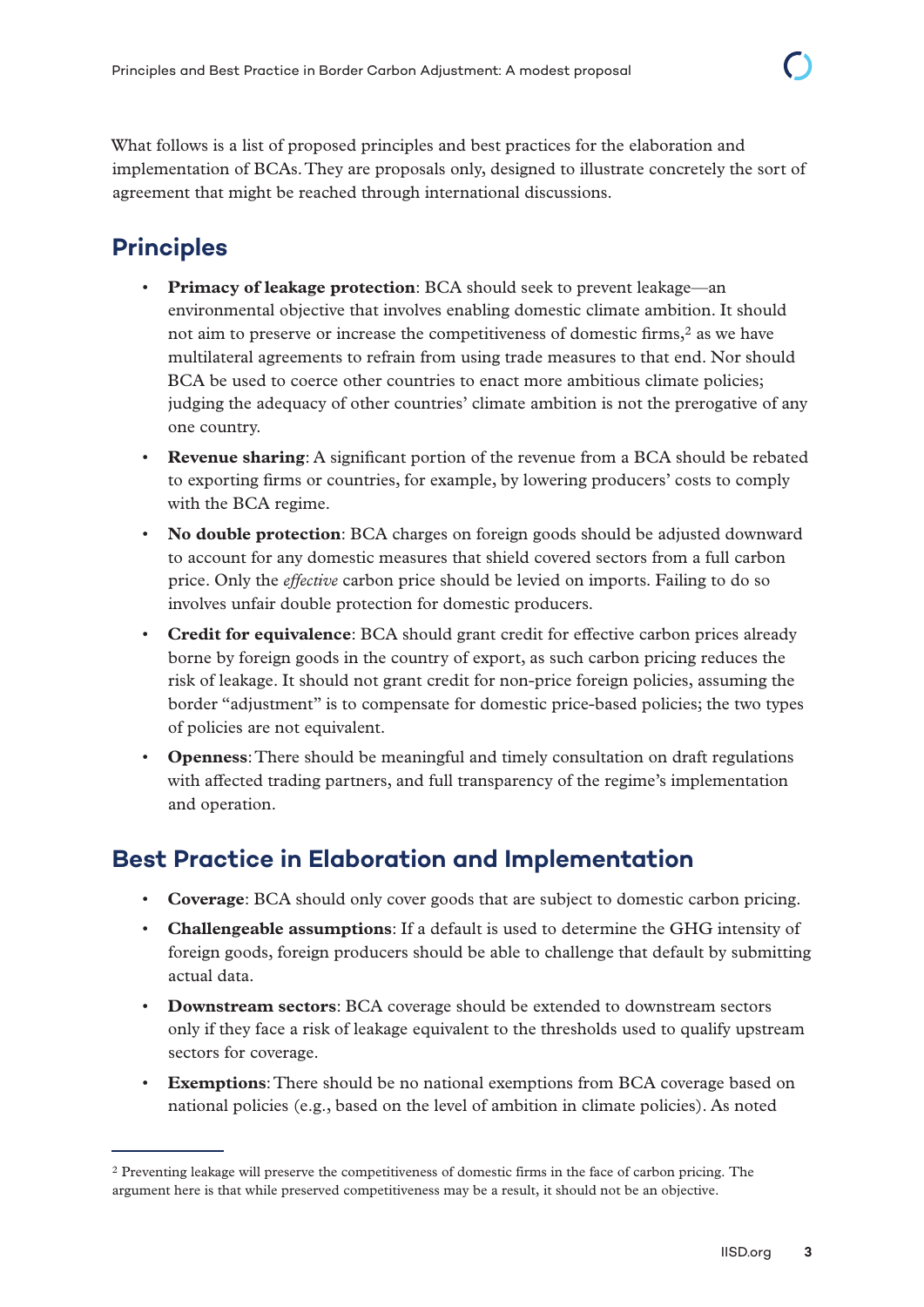What follows is a list of proposed principles and best practices for the elaboration and implementation of BCAs. They are proposals only, designed to illustrate concretely the sort of agreement that might be reached through international discussions.

## Principles

- **Primacy of leakage protection**: BCA should seek to prevent leakage—an environmental objective that involves enabling domestic climate ambition. It should not aim to preserve or increase the competitiveness of domestic firms,[2] as we have multilateral agreements to refrain from using trade measures to that end. Nor should BCA be used to coerce other countries to enact more ambitious climate policies; judging the adequacy of other countries' climate ambition is not the prerogative of any one country.
- **Revenue sharing**: A significant portion of the revenue from a BCA should be rebated to exporting firms or countries, for example, by lowering producers' costs to comply with the BCA regime.
- **No double protection**: BCA charges on foreign goods should be adjusted downward to account for any domestic measures that shield covered sectors from a full carbon price. Only the *effective* carbon price should be levied on imports. Failing to do so involves unfair double protection for domestic producers.
- **Credit for equivalence**: BCA should grant credit for effective carbon prices already borne by foreign goods in the country of export, as such carbon pricing reduces the risk of leakage. It should not grant credit for non-price foreign policies, assuming the border "adjustment" is to compensate for domestic price-based policies; the two types of policies are not equivalent.
- **Openness**: There should be meaningful and timely consultation on draft regulations with affected trading partners, and full transparency of the regime's implementation and operation.

## Best Practice in Elaboration and Implementation

- **Coverage**: BCA should only cover goods that are subject to domestic carbon pricing.
- **Challengeable assumptions**: If a default is used to determine the GHG intensity of foreign goods, foreign producers should be able to challenge that default by submitting actual data.
- **Downstream sectors**: BCA coverage should be extended to downstream sectors only if they face a risk of leakage equivalent to the thresholds used to qualify upstream sectors for coverage.
- **Exemptions**: There should be no national exemptions from BCA coverage based on national policies (e.g., based on the level of ambition in climate policies). As noted

[2] Preventing leakage will preserve the competitiveness of domestic firms in the face of carbon pricing. The argument here is that while preserved competitiveness may be a result, it should not be an objective.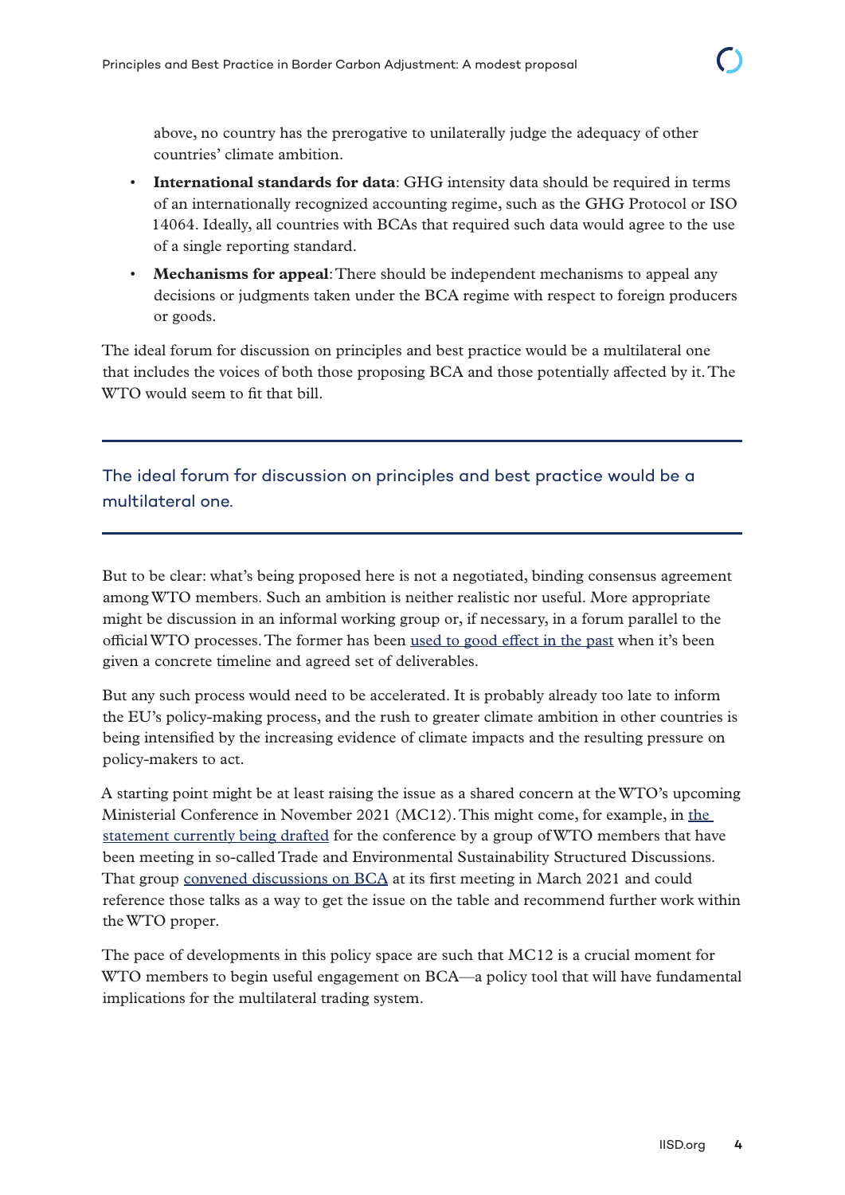above, no country has the prerogative to unilaterally judge the adequacy of other countries' climate ambition.

- **International standards for data**: GHG intensity data should be required in terms of an internationally recognized accounting regime, such as the GHG Protocol or ISO 14064. Ideally, all countries with BCAs that required such data would agree to the use of a single reporting standard.
- **Mechanisms for appeal**: There should be independent mechanisms to appeal any decisions or judgments taken under the BCA regime with respect to foreign producers or goods.

The ideal forum for discussion on principles and best practice would be a multilateral one that includes the voices of both those proposing BCA and those potentially affected by it. The WTO would seem to fit that bill.

> The ideal forum for discussion on principles and best practice would be a multilateral one.

But to be clear: what's being proposed here is not a negotiated, binding consensus agreement among WTO members. Such an ambition is neither realistic nor useful. More appropriate might be discussion in an informal working group or, if necessary, in a forum parallel to the official WTO processes. The former has been used to good effect in the past when it's been given a concrete timeline and agreed set of deliverables.

But any such process would need to be accelerated. It is probably already too late to inform the EU's policy-making process, and the rush to greater climate ambition in other countries is being intensified by the increasing evidence of climate impacts and the resulting pressure on policy-makers to act.

A starting point might be at least raising the issue as a shared concern at the WTO's upcoming Ministerial Conference in November 2021 (MC12). This might come, for example, in the statement currently being drafted for the conference by a group of WTO members that have been meeting in so-called Trade and Environmental Sustainability Structured Discussions. That group convened discussions on BCA at its first meeting in March 2021 and could reference those talks as a way to get the issue on the table and recommend further work within the WTO proper.

The pace of developments in this policy space are such that MC12 is a crucial moment for WTO members to begin useful engagement on BCA—a policy tool that will have fundamental implications for the multilateral trading system.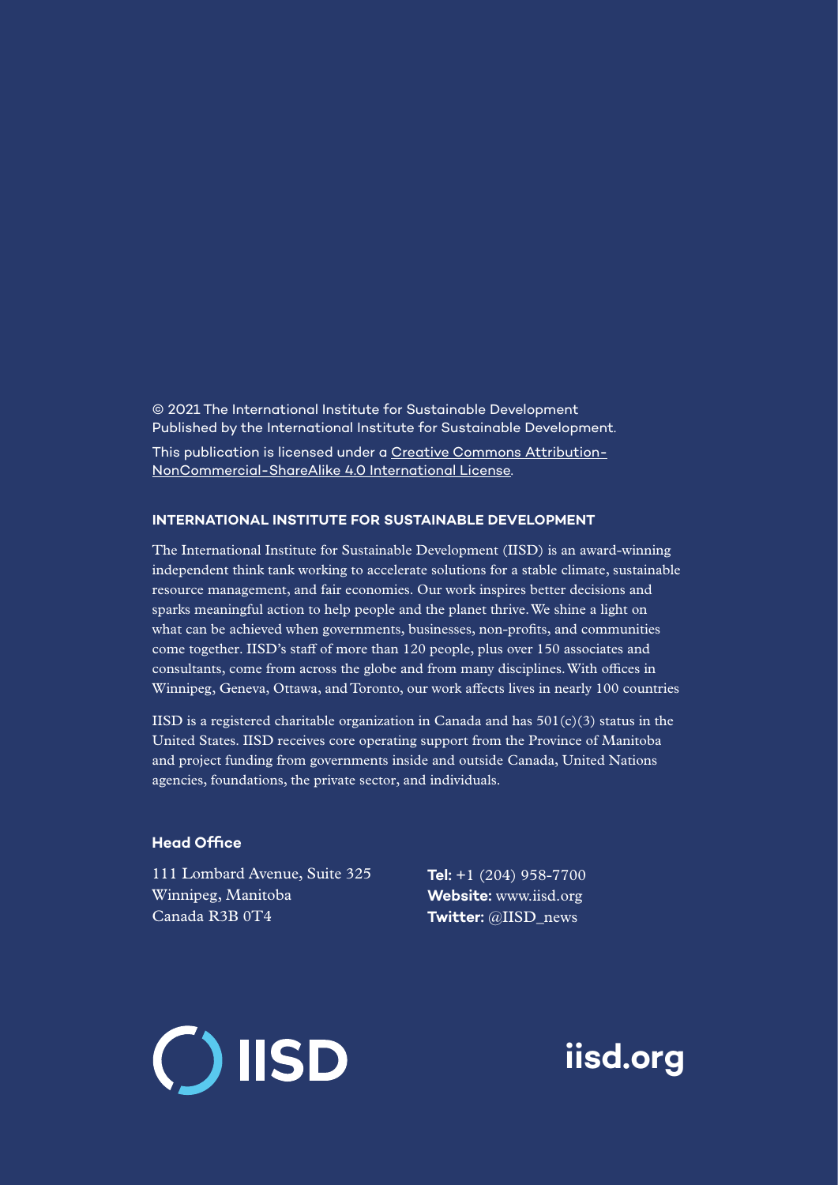© 2021 The International Institute for Sustainable Development
Published by the International Institute for Sustainable Development.

This publication is licensed under a Creative Commons Attribution-NonCommercial-ShareAlike 4.0 International License.

## INTERNATIONAL INSTITUTE FOR SUSTAINABLE DEVELOPMENT

The International Institute for Sustainable Development (IISD) is an award-winning independent think tank working to accelerate solutions for a stable climate, sustainable resource management, and fair economies. Our work inspires better decisions and sparks meaningful action to help people and the planet thrive. We shine a light on what can be achieved when governments, businesses, non-profits, and communities come together. IISD's staff of more than 120 people, plus over 150 associates and consultants, come from across the globe and from many disciplines. With offices in Winnipeg, Geneva, Ottawa, and Toronto, our work affects lives in nearly 100 countries

IISD is a registered charitable organization in Canada and has 501(c)(3) status in the United States. IISD receives core operating support from the Province of Manitoba and project funding from governments inside and outside Canada, United Nations agencies, foundations, the private sector, and individuals.

**Head Office**

111 Lombard Avenue, Suite 325
Winnipeg, Manitoba
Canada R3B 0T4

**Tel:** +1 (204) 958-7700
**Website:** www.iisd.org
**Twitter:** @IISD_news

IISD

iisd.org